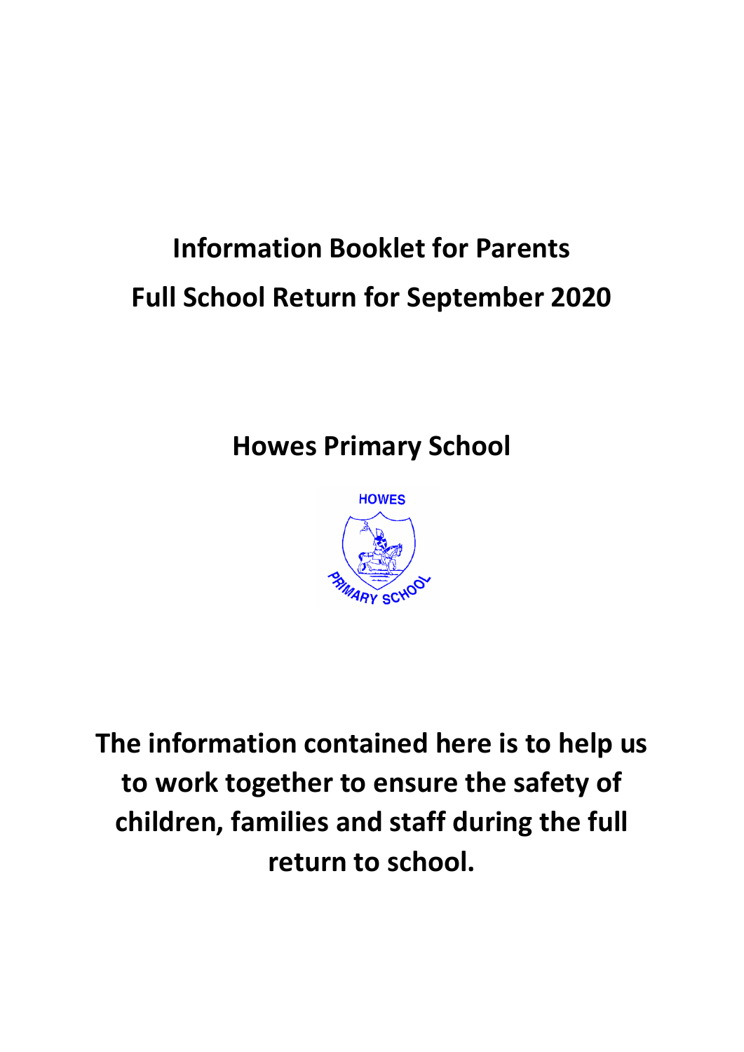# Information Booklet for Parents

# Full School Return for September 2020

## Howes Primary School

**The information contained here is to help us to work together to ensure the safety of children, families and staff during the full return to school.**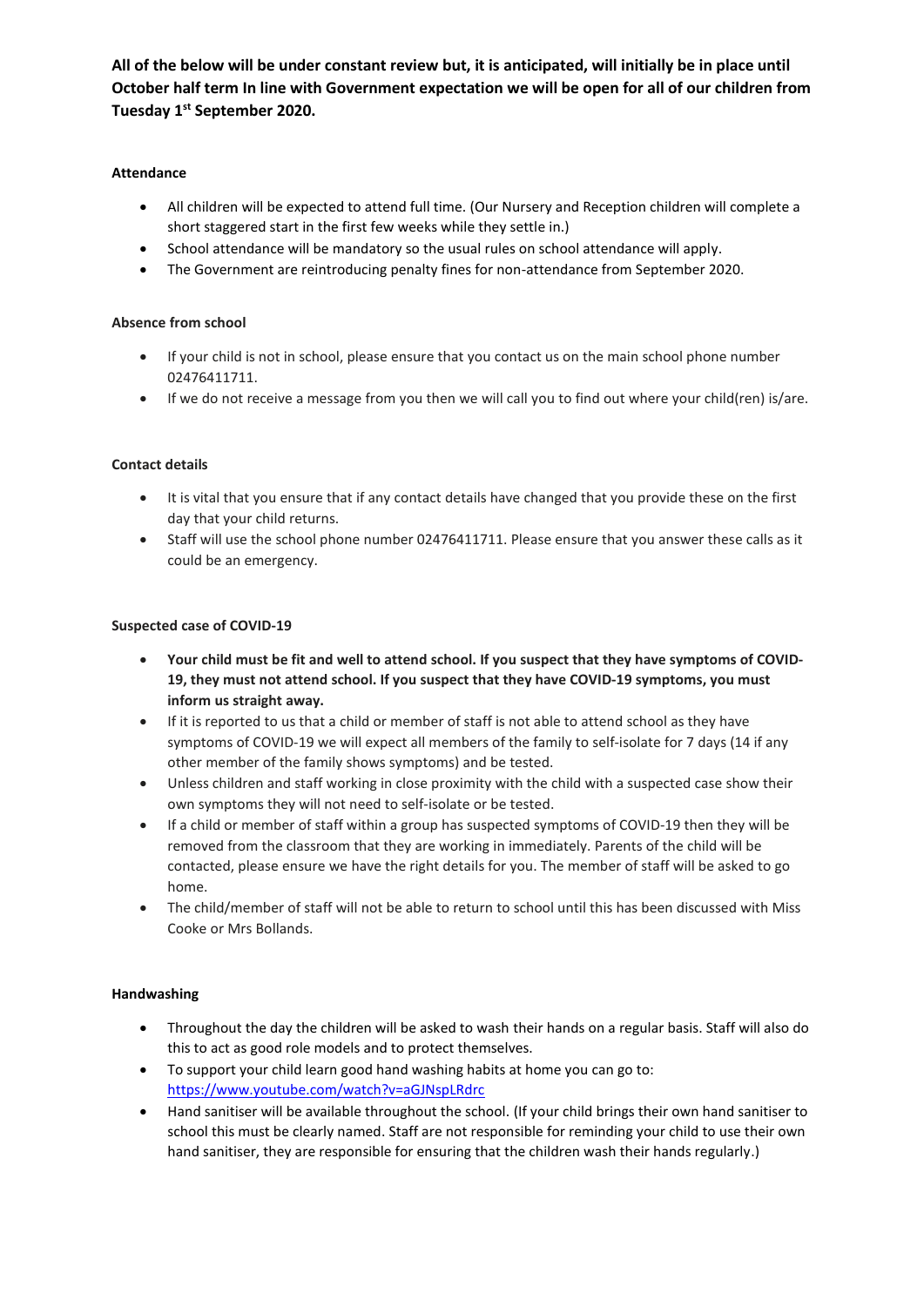**All of the below will be under constant review but, it is anticipated, will initially be in place until October half term In line with Government expectation we will be open for all of our children from Tuesday 1st September 2020.**

#### Attendance

- All children will be expected to attend full time. (Our Nursery and Reception children will complete a short staggered start in the first few weeks while they settle in.)
- School attendance will be mandatory so the usual rules on school attendance will apply.
- The Government are reintroducing penalty fines for non-attendance from September 2020.

#### Absence from school

- If your child is not in school, please ensure that you contact us on the main school phone number 02476411711.
- If we do not receive a message from you then we will call you to find out where your child(ren) is/are.

#### Contact details

- It is vital that you ensure that if any contact details have changed that you provide these on the first day that your child returns.
- Staff will use the school phone number 02476411711. Please ensure that you answer these calls as it could be an emergency.

#### Suspected case of COVID-19

- **Your child must be fit and well to attend school. If you suspect that they have symptoms of COVID-19, they must not attend school. If you suspect that they have COVID-19 symptoms, you must inform us straight away.**
- If it is reported to us that a child or member of staff is not able to attend school as they have symptoms of COVID-19 we will expect all members of the family to self-isolate for 7 days (14 if any other member of the family shows symptoms) and be tested.
- Unless children and staff working in close proximity with the child with a suspected case show their own symptoms they will not need to self-isolate or be tested.
- If a child or member of staff within a group has suspected symptoms of COVID-19 then they will be removed from the classroom that they are working in immediately. Parents of the child will be contacted, please ensure we have the right details for you. The member of staff will be asked to go home.
- The child/member of staff will not be able to return to school until this has been discussed with Miss Cooke or Mrs Bollands.

#### Handwashing

- Throughout the day the children will be asked to wash their hands on a regular basis. Staff will also do this to act as good role models and to protect themselves.
- To support your child learn good hand washing habits at home you can go to: https://www.youtube.com/watch?v=aGJNspLRdrc
- Hand sanitiser will be available throughout the school. (If your child brings their own hand sanitiser to school this must be clearly named. Staff are not responsible for reminding your child to use their own hand sanitiser, they are responsible for ensuring that the children wash their hands regularly.)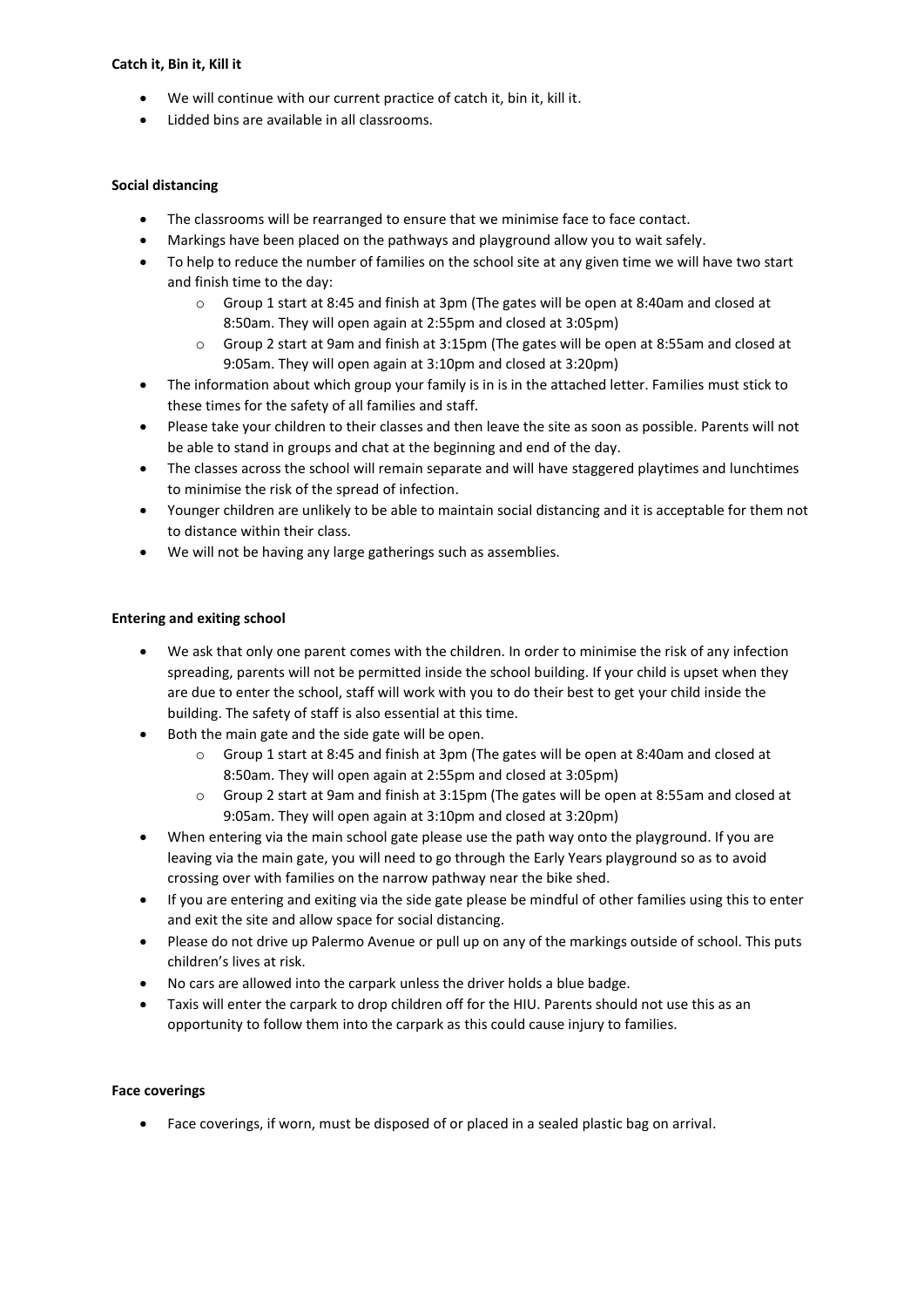**Catch it, Bin it, Kill it**

- We will continue with our current practice of catch it, bin it, kill it.
- Lidded bins are available in all classrooms.

**Social distancing**

- The classrooms will be rearranged to ensure that we minimise face to face contact.
- Markings have been placed on the pathways and playground allow you to wait safely.
- To help to reduce the number of families on the school site at any given time we will have two start and finish time to the day:
  - Group 1 start at 8:45 and finish at 3pm (The gates will be open at 8:40am and closed at 8:50am. They will open again at 2:55pm and closed at 3:05pm)
  - Group 2 start at 9am and finish at 3:15pm (The gates will be open at 8:55am and closed at 9:05am. They will open again at 3:10pm and closed at 3:20pm)
- The information about which group your family is in is in the attached letter. Families must stick to these times for the safety of all families and staff.
- Please take your children to their classes and then leave the site as soon as possible. Parents will not be able to stand in groups and chat at the beginning and end of the day.
- The classes across the school will remain separate and will have staggered playtimes and lunchtimes to minimise the risk of the spread of infection.
- Younger children are unlikely to be able to maintain social distancing and it is acceptable for them not to distance within their class.
- We will not be having any large gatherings such as assemblies.

**Entering and exiting school**

- We ask that only one parent comes with the children. In order to minimise the risk of any infection spreading, parents will not be permitted inside the school building. If your child is upset when they are due to enter the school, staff will work with you to do their best to get your child inside the building. The safety of staff is also essential at this time.
- Both the main gate and the side gate will be open.
  - Group 1 start at 8:45 and finish at 3pm (The gates will be open at 8:40am and closed at 8:50am. They will open again at 2:55pm and closed at 3:05pm)
  - Group 2 start at 9am and finish at 3:15pm (The gates will be open at 8:55am and closed at 9:05am. They will open again at 3:10pm and closed at 3:20pm)
- When entering via the main school gate please use the path way onto the playground. If you are leaving via the main gate, you will need to go through the Early Years playground so as to avoid crossing over with families on the narrow pathway near the bike shed.
- If you are entering and exiting via the side gate please be mindful of other families using this to enter and exit the site and allow space for social distancing.
- Please do not drive up Palermo Avenue or pull up on any of the markings outside of school. This puts children's lives at risk.
- No cars are allowed into the carpark unless the driver holds a blue badge.
- Taxis will enter the carpark to drop children off for the HIU. Parents should not use this as an opportunity to follow them into the carpark as this could cause injury to families.

**Face coverings**

- Face coverings, if worn, must be disposed of or placed in a sealed plastic bag on arrival.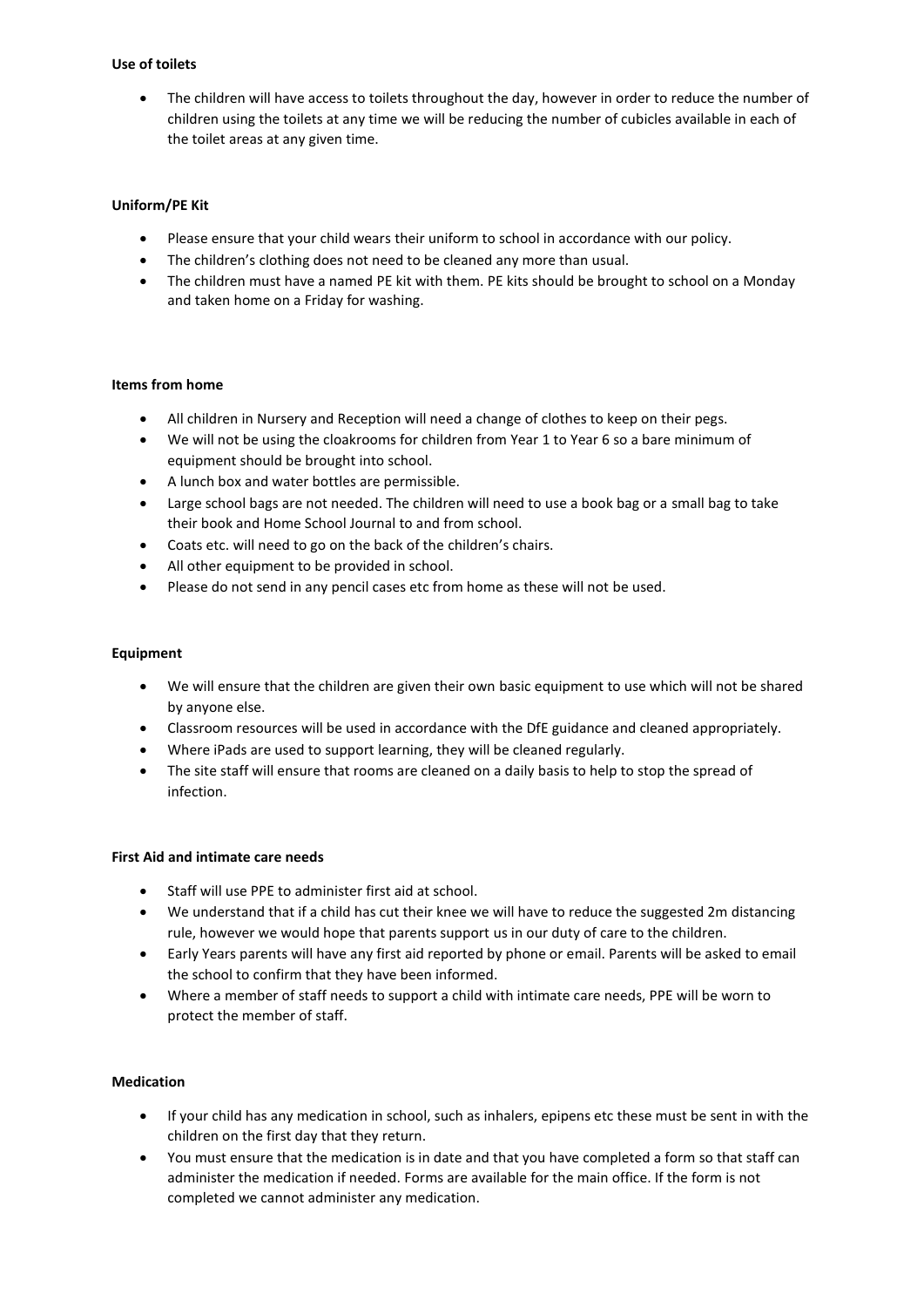**Use of toilets**

- The children will have access to toilets throughout the day, however in order to reduce the number of children using the toilets at any time we will be reducing the number of cubicles available in each of the toilet areas at any given time.

**Uniform/PE Kit**

- Please ensure that your child wears their uniform to school in accordance with our policy.
- The children's clothing does not need to be cleaned any more than usual.
- The children must have a named PE kit with them. PE kits should be brought to school on a Monday and taken home on a Friday for washing.

**Items from home**

- All children in Nursery and Reception will need a change of clothes to keep on their pegs.
- We will not be using the cloakrooms for children from Year 1 to Year 6 so a bare minimum of equipment should be brought into school.
- A lunch box and water bottles are permissible.
- Large school bags are not needed. The children will need to use a book bag or a small bag to take their book and Home School Journal to and from school.
- Coats etc. will need to go on the back of the children's chairs.
- All other equipment to be provided in school.
- Please do not send in any pencil cases etc from home as these will not be used.

**Equipment**

- We will ensure that the children are given their own basic equipment to use which will not be shared by anyone else.
- Classroom resources will be used in accordance with the DfE guidance and cleaned appropriately.
- Where iPads are used to support learning, they will be cleaned regularly.
- The site staff will ensure that rooms are cleaned on a daily basis to help to stop the spread of infection.

**First Aid and intimate care needs**

- Staff will use PPE to administer first aid at school.
- We understand that if a child has cut their knee we will have to reduce the suggested 2m distancing rule, however we would hope that parents support us in our duty of care to the children.
- Early Years parents will have any first aid reported by phone or email. Parents will be asked to email the school to confirm that they have been informed.
- Where a member of staff needs to support a child with intimate care needs, PPE will be worn to protect the member of staff.

**Medication**

- If your child has any medication in school, such as inhalers, epipens etc these must be sent in with the children on the first day that they return.
- You must ensure that the medication is in date and that you have completed a form so that staff can administer the medication if needed. Forms are available for the main office. If the form is not completed we cannot administer any medication.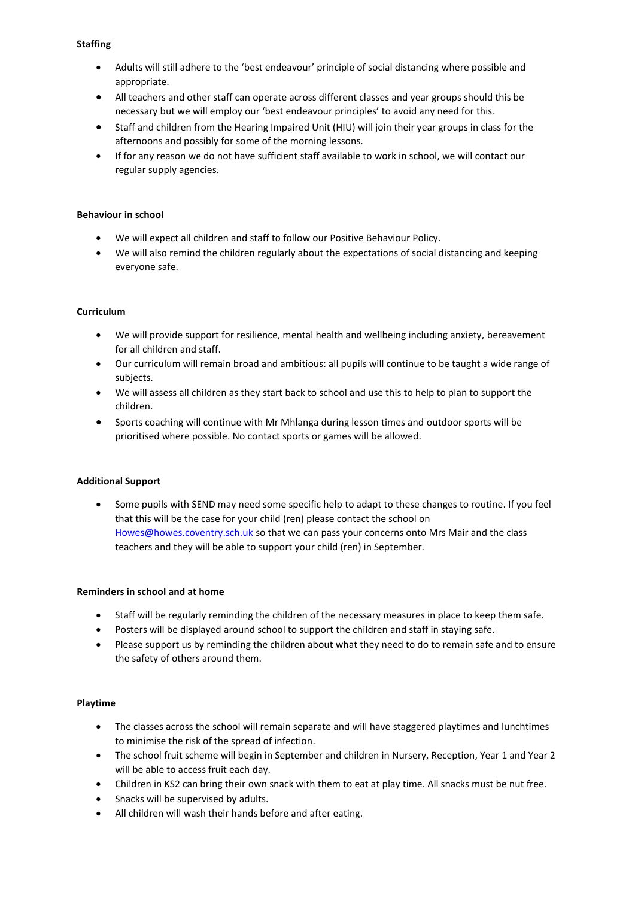**Staffing**

- Adults will still adhere to the 'best endeavour' principle of social distancing where possible and appropriate.
- All teachers and other staff can operate across different classes and year groups should this be necessary but we will employ our 'best endeavour principles' to avoid any need for this.
- Staff and children from the Hearing Impaired Unit (HIU) will join their year groups in class for the afternoons and possibly for some of the morning lessons.
- If for any reason we do not have sufficient staff available to work in school, we will contact our regular supply agencies.

**Behaviour in school**

- We will expect all children and staff to follow our Positive Behaviour Policy.
- We will also remind the children regularly about the expectations of social distancing and keeping everyone safe.

**Curriculum**

- We will provide support for resilience, mental health and wellbeing including anxiety, bereavement for all children and staff.
- Our curriculum will remain broad and ambitious: all pupils will continue to be taught a wide range of subjects.
- We will assess all children as they start back to school and use this to help to plan to support the children.
- Sports coaching will continue with Mr Mhlanga during lesson times and outdoor sports will be prioritised where possible. No contact sports or games will be allowed.

**Additional Support**

- Some pupils with SEND may need some specific help to adapt to these changes to routine. If you feel that this will be the case for your child (ren) please contact the school on Howes@howes.coventry.sch.uk so that we can pass your concerns onto Mrs Mair and the class teachers and they will be able to support your child (ren) in September.

**Reminders in school and at home**

- Staff will be regularly reminding the children of the necessary measures in place to keep them safe.
- Posters will be displayed around school to support the children and staff in staying safe.
- Please support us by reminding the children about what they need to do to remain safe and to ensure the safety of others around them.

**Playtime**

- The classes across the school will remain separate and will have staggered playtimes and lunchtimes to minimise the risk of the spread of infection.
- The school fruit scheme will begin in September and children in Nursery, Reception, Year 1 and Year 2 will be able to access fruit each day.
- Children in KS2 can bring their own snack with them to eat at play time. All snacks must be nut free.
- Snacks will be supervised by adults.
- All children will wash their hands before and after eating.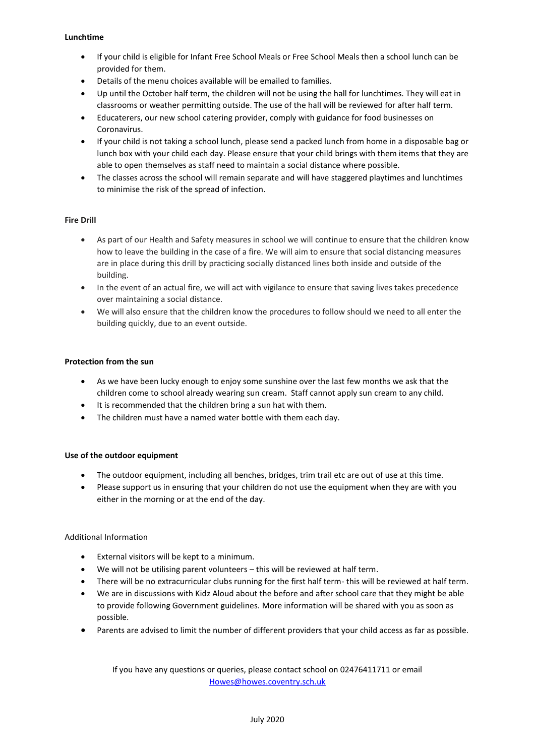**Lunchtime**

- If your child is eligible for Infant Free School Meals or Free School Meals then a school lunch can be provided for them.
- Details of the menu choices available will be emailed to families.
- Up until the October half term, the children will not be using the hall for lunchtimes. They will eat in classrooms or weather permitting outside. The use of the hall will be reviewed for after half term.
- Educaterers, our new school catering provider, comply with guidance for food businesses on Coronavirus.
- If your child is not taking a school lunch, please send a packed lunch from home in a disposable bag or lunch box with your child each day. Please ensure that your child brings with them items that they are able to open themselves as staff need to maintain a social distance where possible.
- The classes across the school will remain separate and will have staggered playtimes and lunchtimes to minimise the risk of the spread of infection.

**Fire Drill**

- As part of our Health and Safety measures in school we will continue to ensure that the children know how to leave the building in the case of a fire. We will aim to ensure that social distancing measures are in place during this drill by practicing socially distanced lines both inside and outside of the building.
- In the event of an actual fire, we will act with vigilance to ensure that saving lives takes precedence over maintaining a social distance.
- We will also ensure that the children know the procedures to follow should we need to all enter the building quickly, due to an event outside.

**Protection from the sun**

- As we have been lucky enough to enjoy some sunshine over the last few months we ask that the children come to school already wearing sun cream. Staff cannot apply sun cream to any child.
- It is recommended that the children bring a sun hat with them.
- The children must have a named water bottle with them each day.

**Use of the outdoor equipment**

- The outdoor equipment, including all benches, bridges, trim trail etc are out of use at this time.
- Please support us in ensuring that your children do not use the equipment when they are with you either in the morning or at the end of the day.

Additional Information

- External visitors will be kept to a minimum.
- We will not be utilising parent volunteers – this will be reviewed at half term.
- There will be no extracurricular clubs running for the first half term- this will be reviewed at half term.
- We are in discussions with Kidz Aloud about the before and after school care that they might be able to provide following Government guidelines. More information will be shared with you as soon as possible.
- Parents are advised to limit the number of different providers that your child access as far as possible.

If you have any questions or queries, please contact school on 02476411711 or email Howes@howes.coventry.sch.uk

July 2020